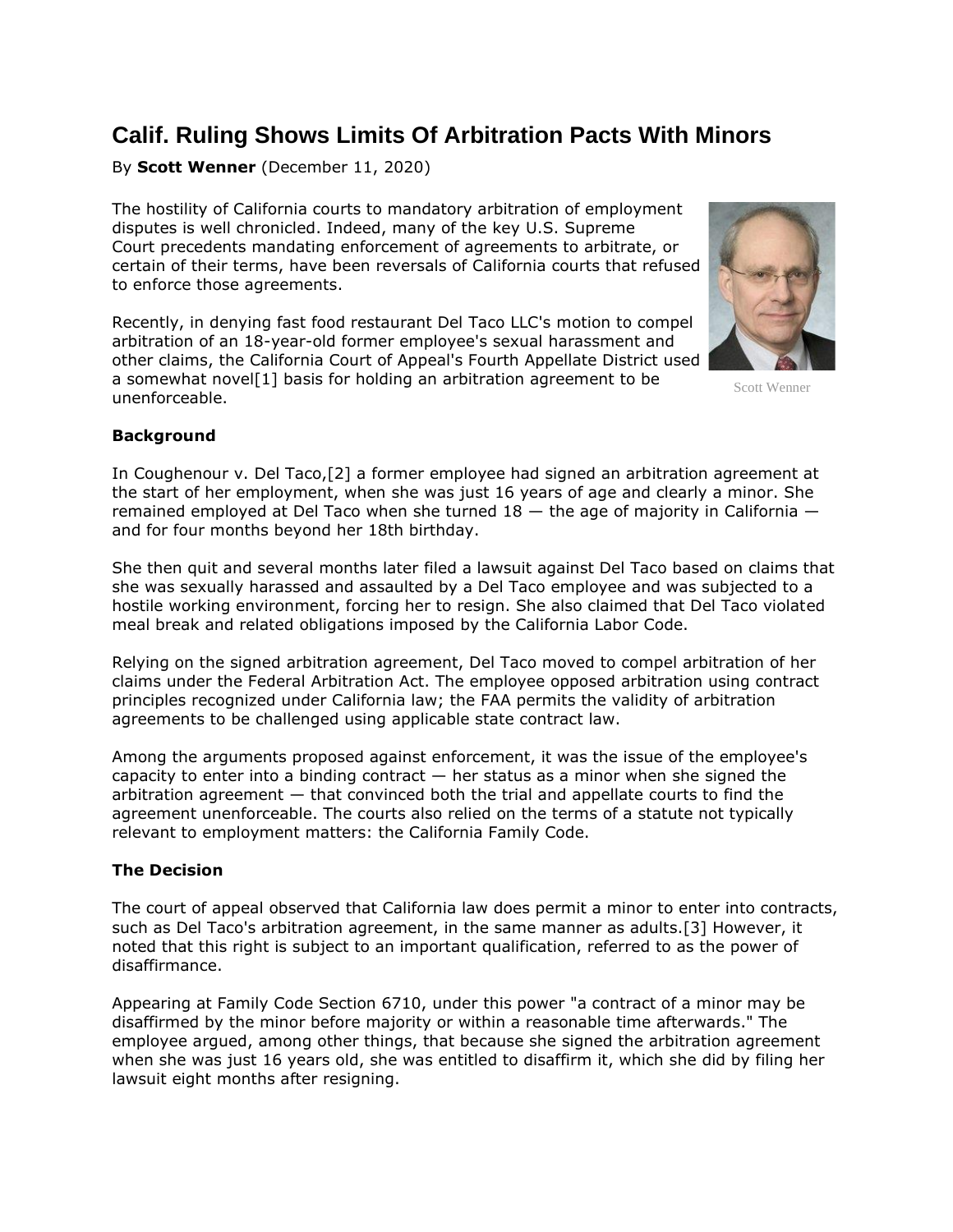# Calif. Ruling Shows Limits Of Arbitration Pacts With Minors

By **Scott Wenner** (December 11, 2020)

Scott Wenner

The hostility of California courts to mandatory arbitration of employment disputes is well chronicled. Indeed, many of the key U.S. Supreme Court precedents mandating enforcement of agreements to arbitrate, or certain of their terms, have been reversals of California courts that refused to enforce those agreements.

Recently, in denying fast food restaurant Del Taco LLC's motion to compel arbitration of an 18-year-old former employee's sexual harassment and other claims, the California Court of Appeal's Fourth Appellate District used a somewhat novel[1] basis for holding an arbitration agreement to be unenforceable.

**Background**

In Coughenour v. Del Taco,[2] a former employee had signed an arbitration agreement at the start of her employment, when she was just 16 years of age and clearly a minor. She remained employed at Del Taco when she turned 18 — the age of majority in California — and for four months beyond her 18th birthday.

She then quit and several months later filed a lawsuit against Del Taco based on claims that she was sexually harassed and assaulted by a Del Taco employee and was subjected to a hostile working environment, forcing her to resign. She also claimed that Del Taco violated meal break and related obligations imposed by the California Labor Code.

Relying on the signed arbitration agreement, Del Taco moved to compel arbitration of her claims under the Federal Arbitration Act. The employee opposed arbitration using contract principles recognized under California law; the FAA permits the validity of arbitration agreements to be challenged using applicable state contract law.

Among the arguments proposed against enforcement, it was the issue of the employee's capacity to enter into a binding contract — her status as a minor when she signed the arbitration agreement — that convinced both the trial and appellate courts to find the agreement unenforceable. The courts also relied on the terms of a statute not typically relevant to employment matters: the California Family Code.

**The Decision**

The court of appeal observed that California law does permit a minor to enter into contracts, such as Del Taco's arbitration agreement, in the same manner as adults.[3] However, it noted that this right is subject to an important qualification, referred to as the power of disaffirmance.

Appearing at Family Code Section 6710, under this power "a contract of a minor may be disaffirmed by the minor before majority or within a reasonable time afterwards." The employee argued, among other things, that because she signed the arbitration agreement when she was just 16 years old, she was entitled to disaffirm it, which she did by filing her lawsuit eight months after resigning.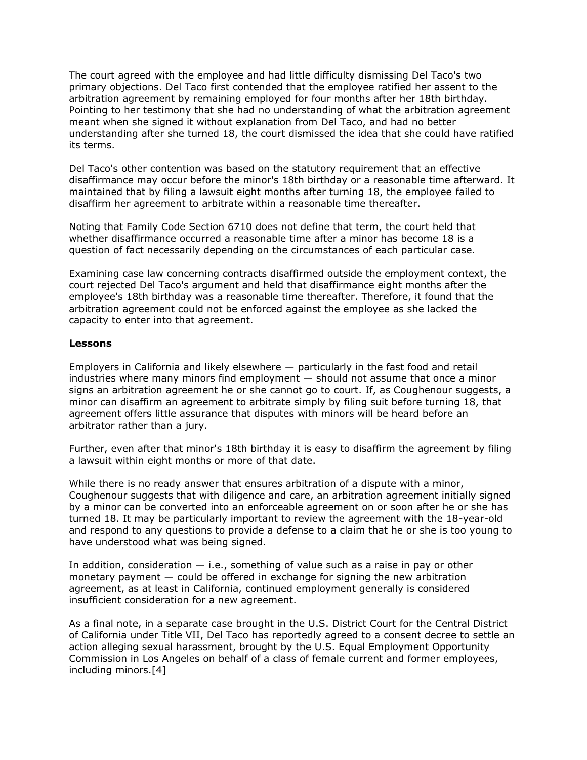The court agreed with the employee and had little difficulty dismissing Del Taco's two primary objections. Del Taco first contended that the employee ratified her assent to the arbitration agreement by remaining employed for four months after her 18th birthday. Pointing to her testimony that she had no understanding of what the arbitration agreement meant when she signed it without explanation from Del Taco, and had no better understanding after she turned 18, the court dismissed the idea that she could have ratified its terms.

Del Taco's other contention was based on the statutory requirement that an effective disaffirmance may occur before the minor's 18th birthday or a reasonable time afterward. It maintained that by filing a lawsuit eight months after turning 18, the employee failed to disaffirm her agreement to arbitrate within a reasonable time thereafter.

Noting that Family Code Section 6710 does not define that term, the court held that whether disaffirmance occurred a reasonable time after a minor has become 18 is a question of fact necessarily depending on the circumstances of each particular case.

Examining case law concerning contracts disaffirmed outside the employment context, the court rejected Del Taco's argument and held that disaffirmance eight months after the employee's 18th birthday was a reasonable time thereafter. Therefore, it found that the arbitration agreement could not be enforced against the employee as she lacked the capacity to enter into that agreement.

**Lessons**

Employers in California and likely elsewhere — particularly in the fast food and retail industries where many minors find employment — should not assume that once a minor signs an arbitration agreement he or she cannot go to court. If, as Coughenour suggests, a minor can disaffirm an agreement to arbitrate simply by filing suit before turning 18, that agreement offers little assurance that disputes with minors will be heard before an arbitrator rather than a jury.

Further, even after that minor's 18th birthday it is easy to disaffirm the agreement by filing a lawsuit within eight months or more of that date.

While there is no ready answer that ensures arbitration of a dispute with a minor, Coughenour suggests that with diligence and care, an arbitration agreement initially signed by a minor can be converted into an enforceable agreement on or soon after he or she has turned 18. It may be particularly important to review the agreement with the 18-year-old and respond to any questions to provide a defense to a claim that he or she is too young to have understood what was being signed.

In addition, consideration — i.e., something of value such as a raise in pay or other monetary payment — could be offered in exchange for signing the new arbitration agreement, as at least in California, continued employment generally is considered insufficient consideration for a new agreement.

As a final note, in a separate case brought in the U.S. District Court for the Central District of California under Title VII, Del Taco has reportedly agreed to a consent decree to settle an action alleging sexual harassment, brought by the U.S. Equal Employment Opportunity Commission in Los Angeles on behalf of a class of female current and former employees, including minors.[4]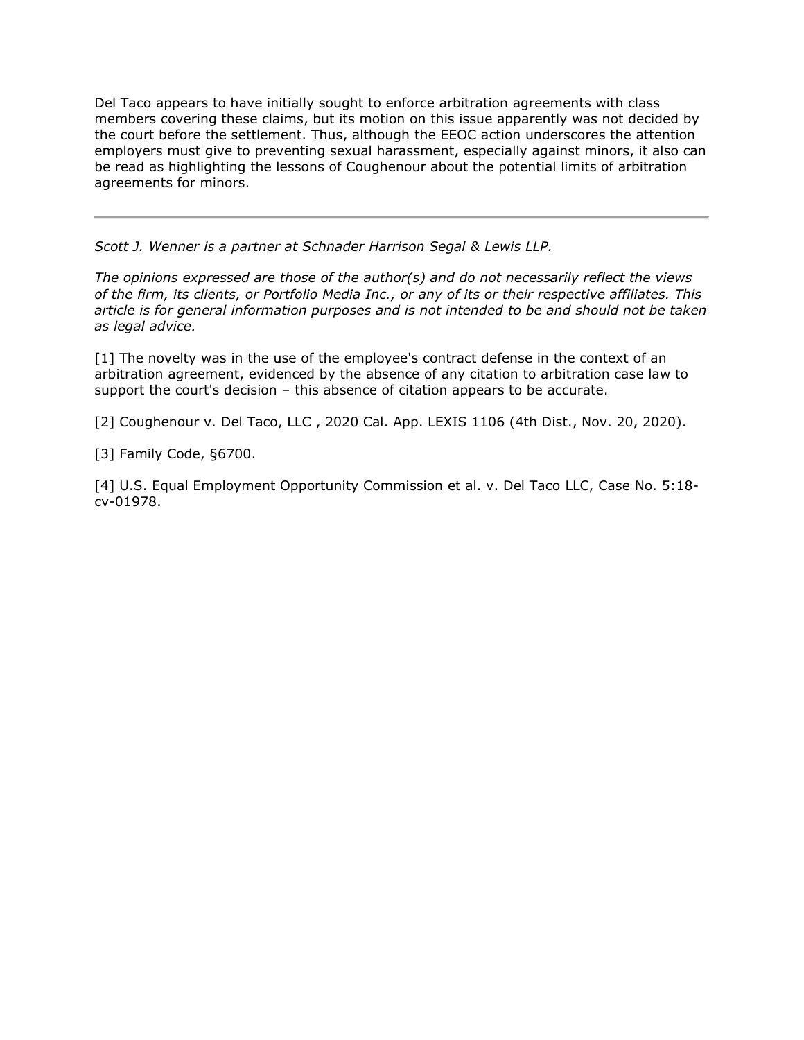Del Taco appears to have initially sought to enforce arbitration agreements with class members covering these claims, but its motion on this issue apparently was not decided by the court before the settlement. Thus, although the EEOC action underscores the attention employers must give to preventing sexual harassment, especially against minors, it also can be read as highlighting the lessons of Coughenour about the potential limits of arbitration agreements for minors.

---

*Scott J. Wenner is a partner at Schnader Harrison Segal & Lewis LLP.*

*The opinions expressed are those of the author(s) and do not necessarily reflect the views of the firm, its clients, or Portfolio Media Inc., or any of its or their respective affiliates. This article is for general information purposes and is not intended to be and should not be taken as legal advice.*

[1] The novelty was in the use of the employee's contract defense in the context of an arbitration agreement, evidenced by the absence of any citation to arbitration case law to support the court's decision – this absence of citation appears to be accurate.

[2] Coughenour v. Del Taco, LLC , 2020 Cal. App. LEXIS 1106 (4th Dist., Nov. 20, 2020).

[3] Family Code, §6700.

[4] U.S. Equal Employment Opportunity Commission et al. v. Del Taco LLC, Case No. 5:18-cv-01978.